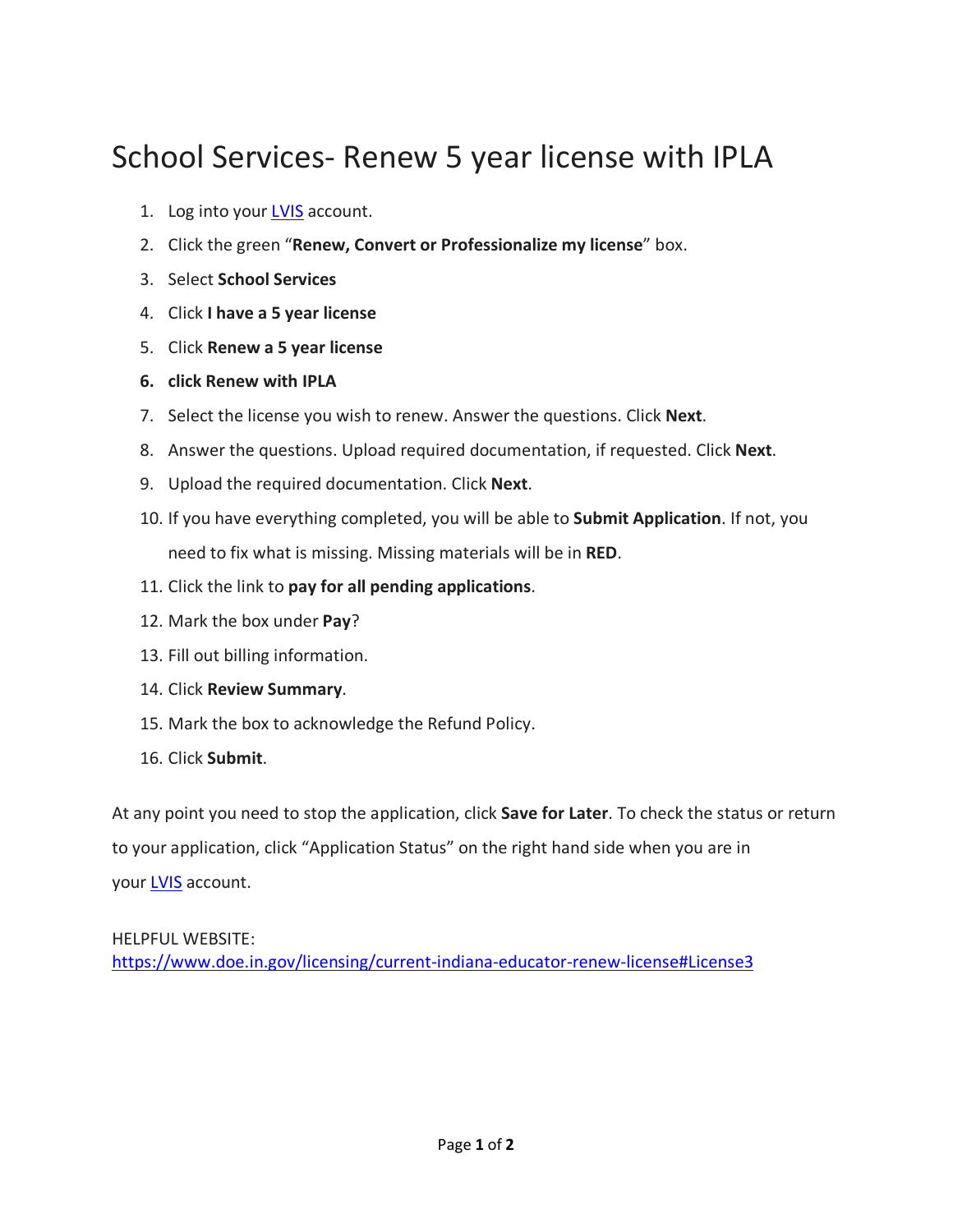# School Services- Renew 5 year license with IPLA

1. Log into your LVIS account.
2. Click the green "**Renew, Convert or Professionalize my license**" box.
3. Select **School Services**
4. Click **I have a 5 year license**
5. Click **Renew a 5 year license**
6. **click Renew with IPLA**
7. Select the license you wish to renew. Answer the questions. Click **Next**.
8. Answer the questions. Upload required documentation, if requested. Click **Next**.
9. Upload the required documentation. Click **Next**.
10. If you have everything completed, you will be able to **Submit Application**. If not, you need to fix what is missing. Missing materials will be in **RED**.
11. Click the link to **pay for all pending applications**.
12. Mark the box under **Pay**?
13. Fill out billing information.
14. Click **Review Summary**.
15. Mark the box to acknowledge the Refund Policy.
16. Click **Submit**.

At any point you need to stop the application, click **Save for Later**. To check the status or return to your application, click "Application Status" on the right hand side when you are in your LVIS account.

HELPFUL WEBSITE:
https://www.doe.in.gov/licensing/current-indiana-educator-renew-license#License3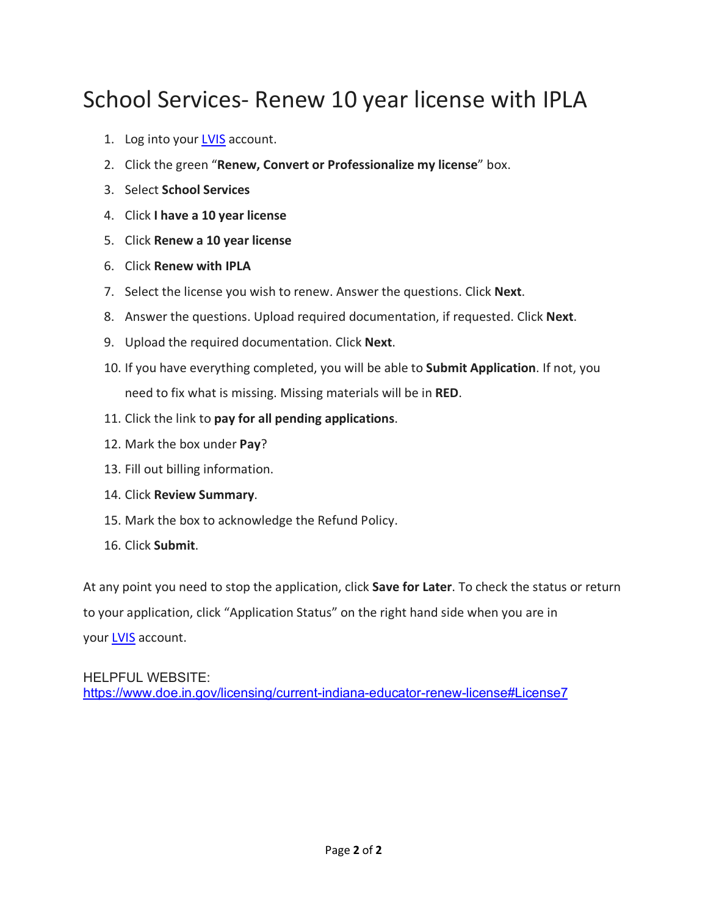# School Services- Renew 10 year license with IPLA

1. Log into your LVIS account.
2. Click the green "**Renew, Convert or Professionalize my license**" box.
3. Select **School Services**
4. Click **I have a 10 year license**
5. Click **Renew a 10 year license**
6. Click **Renew with IPLA**
7. Select the license you wish to renew. Answer the questions. Click **Next**.
8. Answer the questions. Upload required documentation, if requested. Click **Next**.
9. Upload the required documentation. Click **Next**.
10. If you have everything completed, you will be able to **Submit Application**. If not, you need to fix what is missing. Missing materials will be in **RED**.
11. Click the link to **pay for all pending applications**.
12. Mark the box under **Pay**?
13. Fill out billing information.
14. Click **Review Summary**.
15. Mark the box to acknowledge the Refund Policy.
16. Click **Submit**.

At any point you need to stop the application, click **Save for Later**. To check the status or return to your application, click "Application Status" on the right hand side when you are in your LVIS account.

HELPFUL WEBSITE:
https://www.doe.in.gov/licensing/current-indiana-educator-renew-license#License7